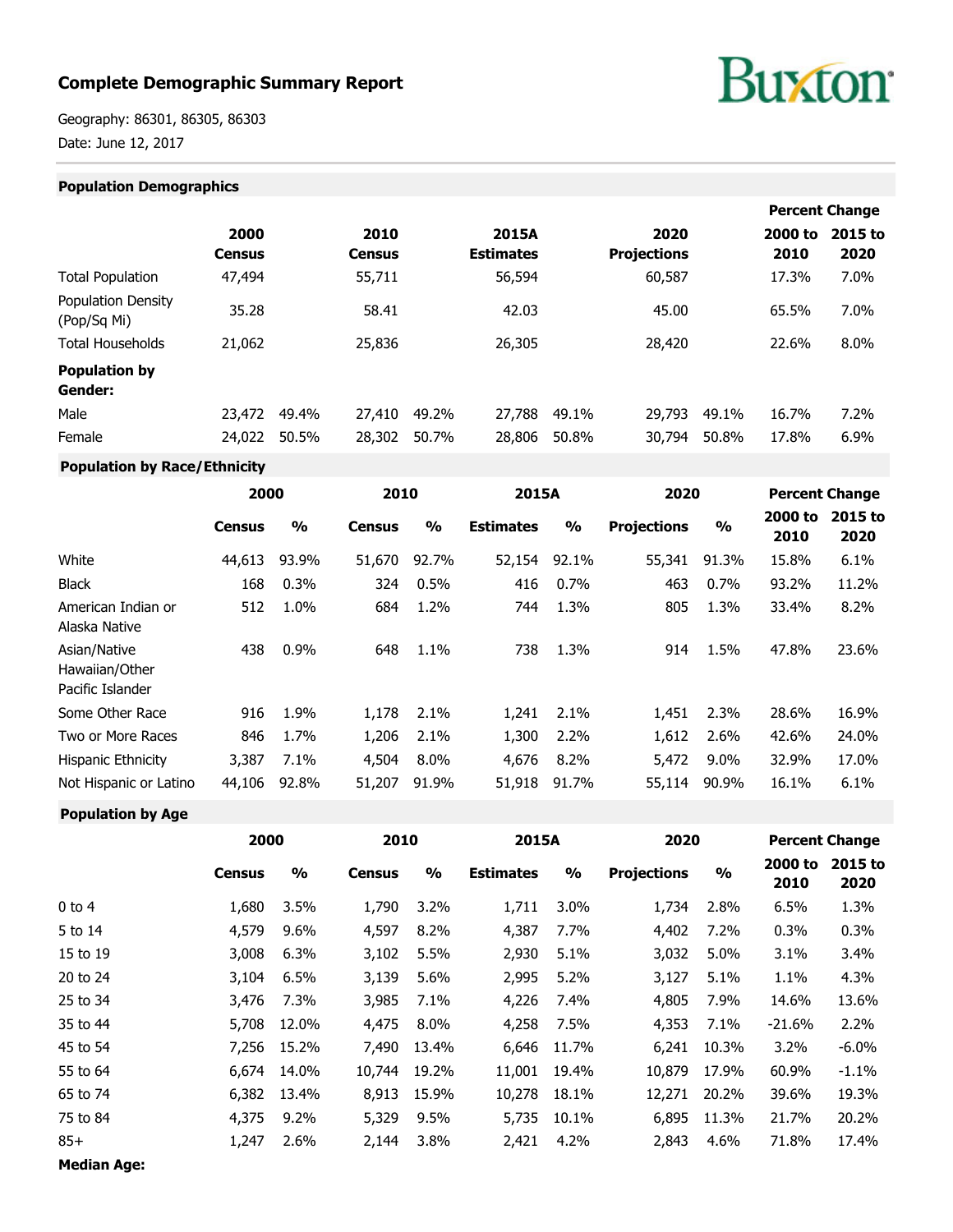# Complete Demographic Summary Report

Buxton

Geography: 86301, 86305, 86303

Date: June 12, 2017

## Population Demographics

| | 2000 Census | | 2010 Census | | 2015A Estimates | | 2020 Projections | | Percent Change 2000 to 2010 | Percent Change 2015 to 2020 |
|---|---|---|---|---|---|---|---|---|---|---|
| Total Population | 47,494 | | 55,711 | | 56,594 | | 60,587 | | 17.3% | 7.0% |
| Population Density (Pop/Sq Mi) | 35.28 | | 58.41 | | 42.03 | | 45.00 | | 65.5% | 7.0% |
| Total Households | 21,062 | | 25,836 | | 26,305 | | 28,420 | | 22.6% | 8.0% |
| **Population by Gender:** | | | | | | | | | | |
| Male | 23,472 | 49.4% | 27,410 | 49.2% | 27,788 | 49.1% | 29,793 | 49.1% | 16.7% | 7.2% |
| Female | 24,022 | 50.5% | 28,302 | 50.7% | 28,806 | 50.8% | 30,794 | 50.8% | 17.8% | 6.9% |

## Population by Race/Ethnicity

| | 2000 | | 2010 | | 2015A | | 2020 | | Percent Change | |
|---|---|---|---|---|---|---|---|---|---|---|
| | Census | % | Census | % | Estimates | % | Projections | % | 2000 to 2010 | 2015 to 2020 |
| White | 44,613 | 93.9% | 51,670 | 92.7% | 52,154 | 92.1% | 55,341 | 91.3% | 15.8% | 6.1% |
| Black | 168 | 0.3% | 324 | 0.5% | 416 | 0.7% | 463 | 0.7% | 93.2% | 11.2% |
| American Indian or Alaska Native | 512 | 1.0% | 684 | 1.2% | 744 | 1.3% | 805 | 1.3% | 33.4% | 8.2% |
| Asian/Native Hawaiian/Other Pacific Islander | 438 | 0.9% | 648 | 1.1% | 738 | 1.3% | 914 | 1.5% | 47.8% | 23.6% |
| Some Other Race | 916 | 1.9% | 1,178 | 2.1% | 1,241 | 2.1% | 1,451 | 2.3% | 28.6% | 16.9% |
| Two or More Races | 846 | 1.7% | 1,206 | 2.1% | 1,300 | 2.2% | 1,612 | 2.6% | 42.6% | 24.0% |
| Hispanic Ethnicity | 3,387 | 7.1% | 4,504 | 8.0% | 4,676 | 8.2% | 5,472 | 9.0% | 32.9% | 17.0% |
| Not Hispanic or Latino | 44,106 | 92.8% | 51,207 | 91.9% | 51,918 | 91.7% | 55,114 | 90.9% | 16.1% | 6.1% |

## Population by Age

| | 2000 | | 2010 | | 2015A | | 2020 | | Percent Change | |
|---|---|---|---|---|---|---|---|---|---|---|
| | Census | % | Census | % | Estimates | % | Projections | % | 2000 to 2010 | 2015 to 2020 |
| 0 to 4 | 1,680 | 3.5% | 1,790 | 3.2% | 1,711 | 3.0% | 1,734 | 2.8% | 6.5% | 1.3% |
| 5 to 14 | 4,579 | 9.6% | 4,597 | 8.2% | 4,387 | 7.7% | 4,402 | 7.2% | 0.3% | 0.3% |
| 15 to 19 | 3,008 | 6.3% | 3,102 | 5.5% | 2,930 | 5.1% | 3,032 | 5.0% | 3.1% | 3.4% |
| 20 to 24 | 3,104 | 6.5% | 3,139 | 5.6% | 2,995 | 5.2% | 3,127 | 5.1% | 1.1% | 4.3% |
| 25 to 34 | 3,476 | 7.3% | 3,985 | 7.1% | 4,226 | 7.4% | 4,805 | 7.9% | 14.6% | 13.6% |
| 35 to 44 | 5,708 | 12.0% | 4,475 | 8.0% | 4,258 | 7.5% | 4,353 | 7.1% | -21.6% | 2.2% |
| 45 to 54 | 7,256 | 15.2% | 7,490 | 13.4% | 6,646 | 11.7% | 6,241 | 10.3% | 3.2% | -6.0% |
| 55 to 64 | 6,674 | 14.0% | 10,744 | 19.2% | 11,001 | 19.4% | 10,879 | 17.9% | 60.9% | -1.1% |
| 65 to 74 | 6,382 | 13.4% | 8,913 | 15.9% | 10,278 | 18.1% | 12,271 | 20.2% | 39.6% | 19.3% |
| 75 to 84 | 4,375 | 9.2% | 5,329 | 9.5% | 5,735 | 10.1% | 6,895 | 11.3% | 21.7% | 20.2% |
| 85+ | 1,247 | 2.6% | 2,144 | 3.8% | 2,421 | 4.2% | 2,843 | 4.6% | 71.8% | 17.4% |

**Median Age:**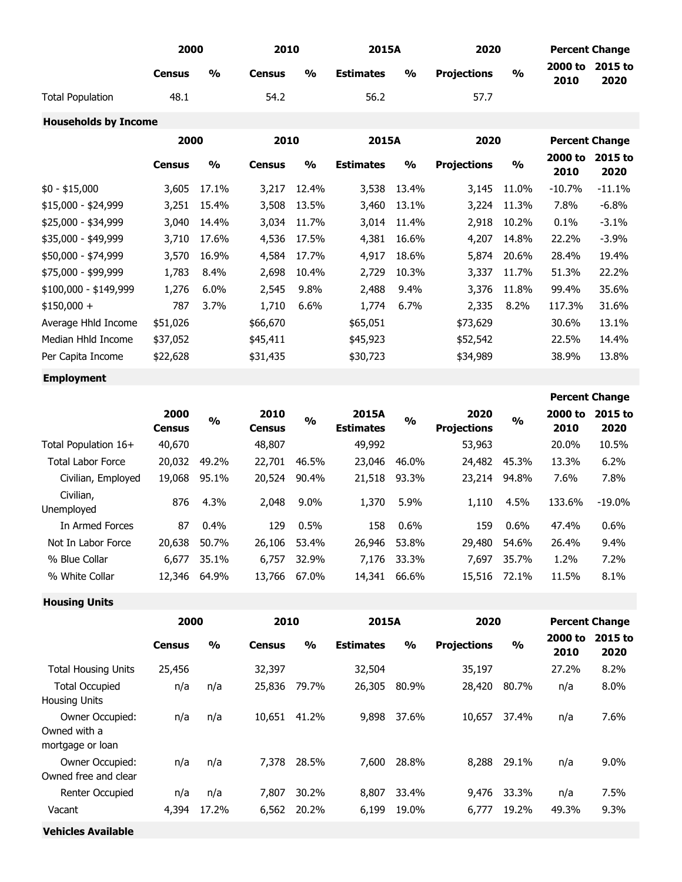| | 2000 | | 2010 | | 2015A | | 2020 | | Percent Change | |
|---|---|---|---|---|---|---|---|---|---|---|
| | Census | % | Census | % | Estimates | % | Projections | % | 2000 to 2010 | 2015 to 2020 |
| Total Population | 48.1 | | 54.2 | | 56.2 | | 57.7 | | | |

## Households by Income

| | 2000 | | 2010 | | 2015A | | 2020 | | Percent Change | |
|---|---|---|---|---|---|---|---|---|---|---|
| | Census | % | Census | % | Estimates | % | Projections | % | 2000 to 2010 | 2015 to 2020 |
| $0 - $15,000 | 3,605 | 17.1% | 3,217 | 12.4% | 3,538 | 13.4% | 3,145 | 11.0% | -10.7% | -11.1% |
| $15,000 - $24,999 | 3,251 | 15.4% | 3,508 | 13.5% | 3,460 | 13.1% | 3,224 | 11.3% | 7.8% | -6.8% |
| $25,000 - $34,999 | 3,040 | 14.4% | 3,034 | 11.7% | 3,014 | 11.4% | 2,918 | 10.2% | 0.1% | -3.1% |
| $35,000 - $49,999 | 3,710 | 17.6% | 4,536 | 17.5% | 4,381 | 16.6% | 4,207 | 14.8% | 22.2% | -3.9% |
| $50,000 - $74,999 | 3,570 | 16.9% | 4,584 | 17.7% | 4,917 | 18.6% | 5,874 | 20.6% | 28.4% | 19.4% |
| $75,000 - $99,999 | 1,783 | 8.4% | 2,698 | 10.4% | 2,729 | 10.3% | 3,337 | 11.7% | 51.3% | 22.2% |
| $100,000 - $149,999 | 1,276 | 6.0% | 2,545 | 9.8% | 2,488 | 9.4% | 3,376 | 11.8% | 99.4% | 35.6% |
| $150,000 + | 787 | 3.7% | 1,710 | 6.6% | 1,774 | 6.7% | 2,335 | 8.2% | 117.3% | 31.6% |
| Average Hhld Income | $51,026 | | $66,670 | | $65,051 | | $73,629 | | 30.6% | 13.1% |
| Median Hhld Income | $37,052 | | $45,411 | | $45,923 | | $52,542 | | 22.5% | 14.4% |
| Per Capita Income | $22,628 | | $31,435 | | $30,723 | | $34,989 | | 38.9% | 13.8% |

## Employment

| | 2000 Census | % | 2010 Census | % | 2015A Estimates | % | 2020 Projections | % | Percent Change 2000 to 2010 | Percent Change 2015 to 2020 |
|---|---|---|---|---|---|---|---|---|---|---|
| Total Population 16+ | 40,670 | | 48,807 | | 49,992 | | 53,963 | | 20.0% | 10.5% |
| Total Labor Force | 20,032 | 49.2% | 22,701 | 46.5% | 23,046 | 46.0% | 24,482 | 45.3% | 13.3% | 6.2% |
| Civilian, Employed | 19,068 | 95.1% | 20,524 | 90.4% | 21,518 | 93.3% | 23,214 | 94.8% | 7.6% | 7.8% |
| Civilian, Unemployed | 876 | 4.3% | 2,048 | 9.0% | 1,370 | 5.9% | 1,110 | 4.5% | 133.6% | -19.0% |
| In Armed Forces | 87 | 0.4% | 129 | 0.5% | 158 | 0.6% | 159 | 0.6% | 47.4% | 0.6% |
| Not In Labor Force | 20,638 | 50.7% | 26,106 | 53.4% | 26,946 | 53.8% | 29,480 | 54.6% | 26.4% | 9.4% |
| % Blue Collar | 6,677 | 35.1% | 6,757 | 32.9% | 7,176 | 33.3% | 7,697 | 35.7% | 1.2% | 7.2% |
| % White Collar | 12,346 | 64.9% | 13,766 | 67.0% | 14,341 | 66.6% | 15,516 | 72.1% | 11.5% | 8.1% |

## Housing Units

| | 2000 | | 2010 | | 2015A | | 2020 | | Percent Change | |
|---|---|---|---|---|---|---|---|---|---|---|
| | Census | % | Census | % | Estimates | % | Projections | % | 2000 to 2010 | 2015 to 2020 |
| Total Housing Units | 25,456 | | 32,397 | | 32,504 | | 35,197 | | 27.2% | 8.2% |
| Total Occupied Housing Units | n/a | n/a | 25,836 | 79.7% | 26,305 | 80.9% | 28,420 | 80.7% | n/a | 8.0% |
| Owner Occupied: Owned with a mortgage or loan | n/a | n/a | 10,651 | 41.2% | 9,898 | 37.6% | 10,657 | 37.4% | n/a | 7.6% |
| Owner Occupied: Owned free and clear | n/a | n/a | 7,378 | 28.5% | 7,600 | 28.8% | 8,288 | 29.1% | n/a | 9.0% |
| Renter Occupied | n/a | n/a | 7,807 | 30.2% | 8,807 | 33.4% | 9,476 | 33.3% | n/a | 7.5% |
| Vacant | 4,394 | 17.2% | 6,562 | 20.2% | 6,199 | 19.0% | 6,777 | 19.2% | 49.3% | 9.3% |

## Vehicles Available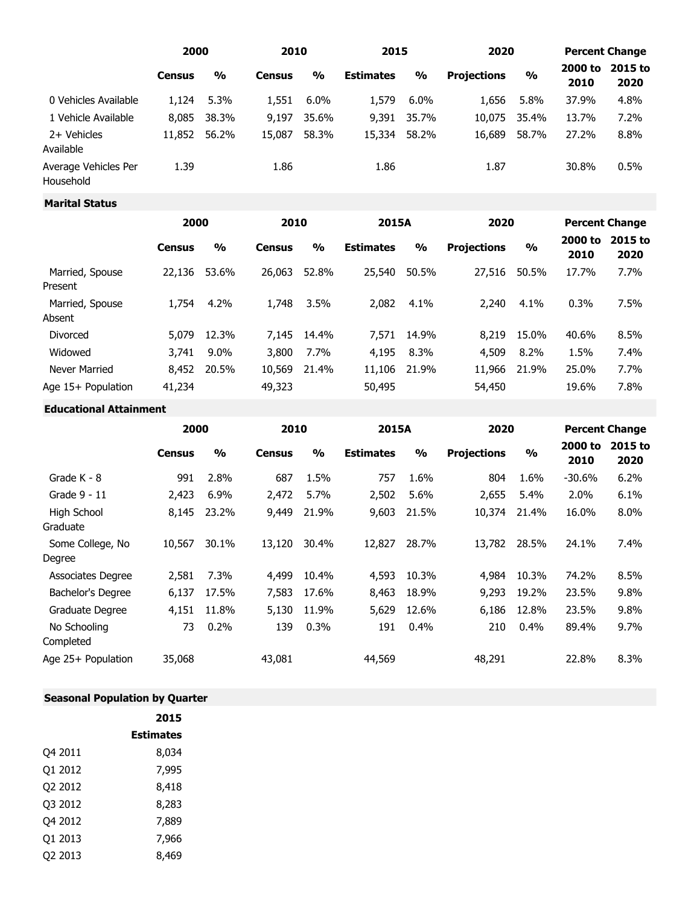| | 2000 | | 2010 | | 2015 | | 2020 | | Percent Change | |
|---|---|---|---|---|---|---|---|---|---|---|
| | Census | % | Census | % | Estimates | % | Projections | % | 2000 to 2010 | 2015 to 2020 |
| 0 Vehicles Available | 1,124 | 5.3% | 1,551 | 6.0% | 1,579 | 6.0% | 1,656 | 5.8% | 37.9% | 4.8% |
| 1 Vehicle Available | 8,085 | 38.3% | 9,197 | 35.6% | 9,391 | 35.7% | 10,075 | 35.4% | 13.7% | 7.2% |
| 2+ Vehicles Available | 11,852 | 56.2% | 15,087 | 58.3% | 15,334 | 58.2% | 16,689 | 58.7% | 27.2% | 8.8% |
| Average Vehicles Per Household | 1.39 | | 1.86 | | 1.86 | | 1.87 | | 30.8% | 0.5% |

**Marital Status**

| | 2000 | | 2010 | | 2015A | | 2020 | | Percent Change | |
|---|---|---|---|---|---|---|---|---|---|---|
| | Census | % | Census | % | Estimates | % | Projections | % | 2000 to 2010 | 2015 to 2020 |
| Married, Spouse Present | 22,136 | 53.6% | 26,063 | 52.8% | 25,540 | 50.5% | 27,516 | 50.5% | 17.7% | 7.7% |
| Married, Spouse Absent | 1,754 | 4.2% | 1,748 | 3.5% | 2,082 | 4.1% | 2,240 | 4.1% | 0.3% | 7.5% |
| Divorced | 5,079 | 12.3% | 7,145 | 14.4% | 7,571 | 14.9% | 8,219 | 15.0% | 40.6% | 8.5% |
| Widowed | 3,741 | 9.0% | 3,800 | 7.7% | 4,195 | 8.3% | 4,509 | 8.2% | 1.5% | 7.4% |
| Never Married | 8,452 | 20.5% | 10,569 | 21.4% | 11,106 | 21.9% | 11,966 | 21.9% | 25.0% | 7.7% |
| Age 15+ Population | 41,234 | | 49,323 | | 50,495 | | 54,450 | | 19.6% | 7.8% |

**Educational Attainment**

| | 2000 | | 2010 | | 2015A | | 2020 | | Percent Change | |
|---|---|---|---|---|---|---|---|---|---|---|
| | Census | % | Census | % | Estimates | % | Projections | % | 2000 to 2010 | 2015 to 2020 |
| Grade K - 8 | 991 | 2.8% | 687 | 1.5% | 757 | 1.6% | 804 | 1.6% | -30.6% | 6.2% |
| Grade 9 - 11 | 2,423 | 6.9% | 2,472 | 5.7% | 2,502 | 5.6% | 2,655 | 5.4% | 2.0% | 6.1% |
| High School Graduate | 8,145 | 23.2% | 9,449 | 21.9% | 9,603 | 21.5% | 10,374 | 21.4% | 16.0% | 8.0% |
| Some College, No Degree | 10,567 | 30.1% | 13,120 | 30.4% | 12,827 | 28.7% | 13,782 | 28.5% | 24.1% | 7.4% |
| Associates Degree | 2,581 | 7.3% | 4,499 | 10.4% | 4,593 | 10.3% | 4,984 | 10.3% | 74.2% | 8.5% |
| Bachelor's Degree | 6,137 | 17.5% | 7,583 | 17.6% | 8,463 | 18.9% | 9,293 | 19.2% | 23.5% | 9.8% |
| Graduate Degree | 4,151 | 11.8% | 5,130 | 11.9% | 5,629 | 12.6% | 6,186 | 12.8% | 23.5% | 9.8% |
| No Schooling Completed | 73 | 0.2% | 139 | 0.3% | 191 | 0.4% | 210 | 0.4% | 89.4% | 9.7% |
| Age 25+ Population | 35,068 | | 43,081 | | 44,569 | | 48,291 | | 22.8% | 8.3% |

**Seasonal Population by Quarter**

| | 2015 |
|---|---|
| | Estimates |
| Q4 2011 | 8,034 |
| Q1 2012 | 7,995 |
| Q2 2012 | 8,418 |
| Q3 2012 | 8,283 |
| Q4 2012 | 7,889 |
| Q1 2013 | 7,966 |
| Q2 2013 | 8,469 |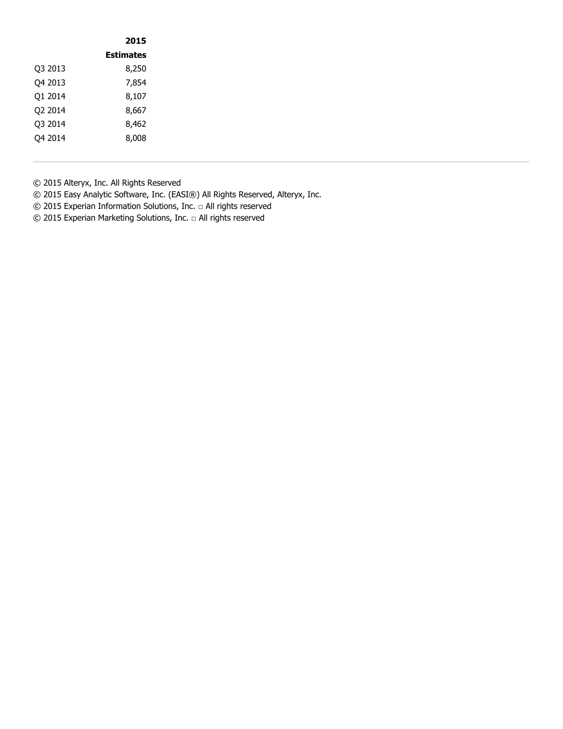| | 2015 Estimates |
|---|---|
| Q3 2013 | 8,250 |
| Q4 2013 | 7,854 |
| Q1 2014 | 8,107 |
| Q2 2014 | 8,667 |
| Q3 2014 | 8,462 |
| Q4 2014 | 8,008 |

---

© 2015 Alteryx, Inc. All Rights Reserved
© 2015 Easy Analytic Software, Inc. (EASI®) All Rights Reserved, Alteryx, Inc.
© 2015 Experian Information Solutions, Inc. □ All rights reserved
© 2015 Experian Marketing Solutions, Inc. □ All rights reserved